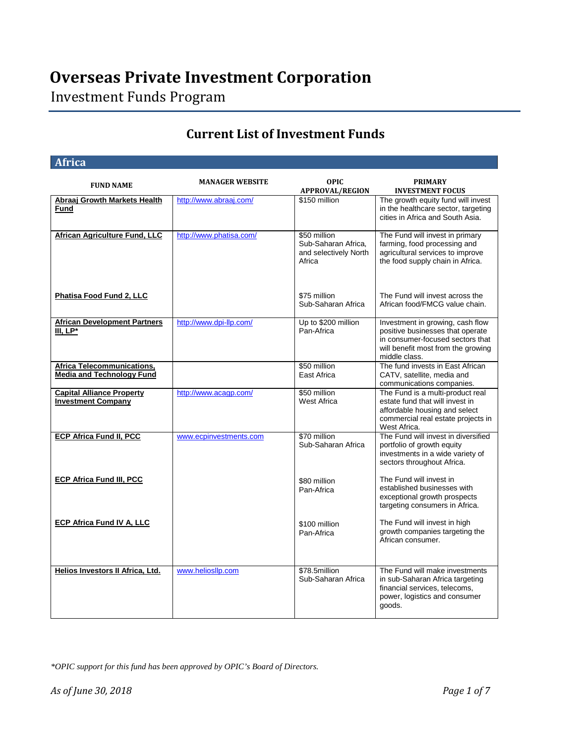# Overseas Private Investment Corporation

Investment Funds Program

## Current List of Investment Funds

### Africa

| FUND NAME | MANAGER WEBSITE | OPIC APPROVAL/REGION | PRIMARY INVESTMENT FOCUS |
|---|---|---|---|
| **Abraaj Growth Markets Health Fund** | http://www.abraaj.com/ | $150 million | The growth equity fund will invest in the healthcare sector, targeting cities in Africa and South Asia. |
| **African Agriculture Fund, LLC** | http://www.phatisa.com/ | $50 million Sub-Saharan Africa, and selectively North Africa | The Fund will invest in primary farming, food processing and agricultural services to improve the food supply chain in Africa. |
| **Phatisa Food Fund 2, LLC** | | $75 million Sub-Saharan Africa | The Fund will invest across the African food/FMCG value chain. |
| **African Development Partners III, LP*** | http://www.dpi-llp.com/ | Up to $200 million Pan-Africa | Investment in growing, cash flow positive businesses that operate in consumer-focused sectors that will benefit most from the growing middle class. |
| **Africa Telecommunications, Media and Technology Fund** | | $50 million East Africa | The fund invests in East African CATV, satellite, media and communications companies. |
| **Capital Alliance Property Investment Company** | http://www.acagp.com/ | $50 million West Africa | The Fund is a multi-product real estate fund that will invest in affordable housing and select commercial real estate projects in West Africa. |
| **ECP Africa Fund II, PCC** | www.ecpinvestments.com | $70 million Sub-Saharan Africa | The Fund will invest in diversified portfolio of growth equity investments in a wide variety of sectors throughout Africa. |
| **ECP Africa Fund III, PCC** | | $80 million Pan-Africa | The Fund will invest in established businesses with exceptional growth prospects targeting consumers in Africa. |
| **ECP Africa Fund IV A, LLC** | | $100 million Pan-Africa | The Fund will invest in high growth companies targeting the African consumer. |
| **Helios Investors II Africa, Ltd.** | www.heliosllp.com | $78.5million Sub-Saharan Africa | The Fund will make investments in sub-Saharan Africa targeting financial services, telecoms, power, logistics and consumer goods. |

*\*OPIC support for this fund has been approved by OPIC's Board of Directors.*

*As of June 30, 2018*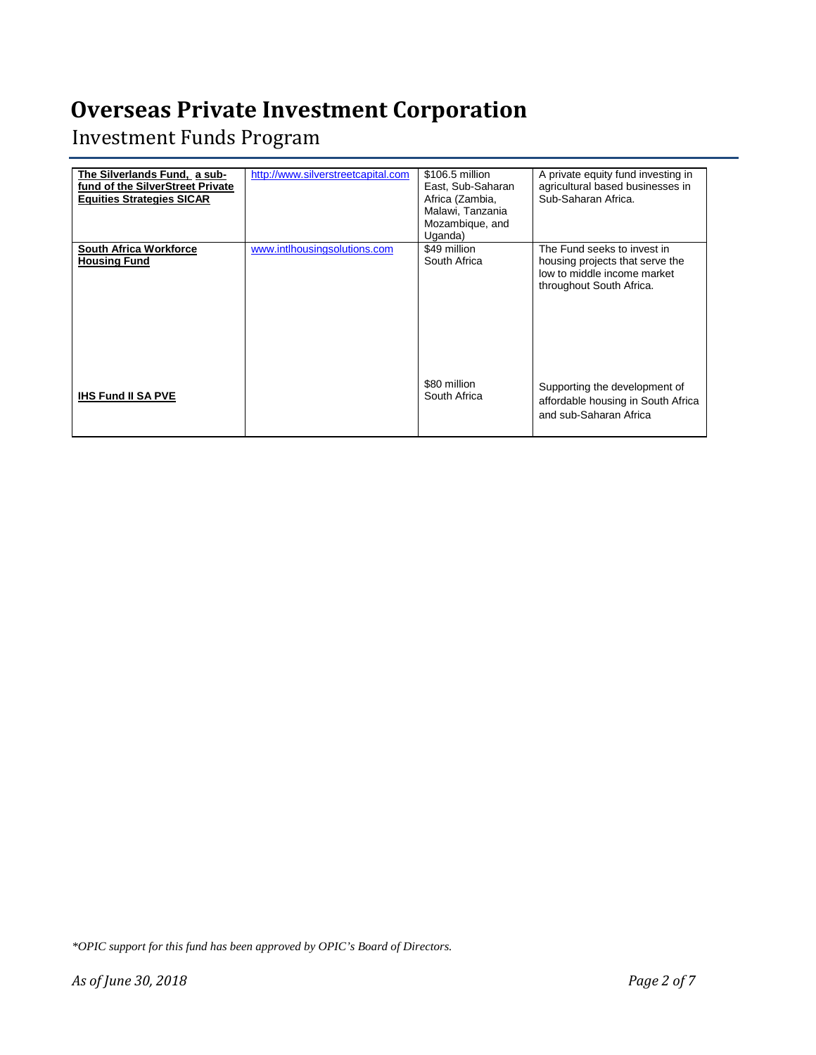# Overseas Private Investment Corporation

## Investment Funds Program

| | | | |
|---|---|---|---|
| **The Silverlands Fund, a sub-fund of the SilverStreet Private Equities Strategies SICAR** | http://www.silverstreetcapital.com | $106.5 million East, Sub-Saharan Africa (Zambia, Malawi, Tanzania Mozambique, and Uganda) | A private equity fund investing in agricultural based businesses in Sub-Saharan Africa. |
| **South Africa Workforce Housing Fund** | www.intlhousingsolutions.com | $49 million South Africa | The Fund seeks to invest in housing projects that serve the low to middle income market throughout South Africa. |
| **IHS Fund II SA PVE** | | $80 million South Africa | Supporting the development of affordable housing in South Africa and sub-Saharan Africa |

*\*OPIC support for this fund has been approved by OPIC's Board of Directors.*

*As of June 30, 2018*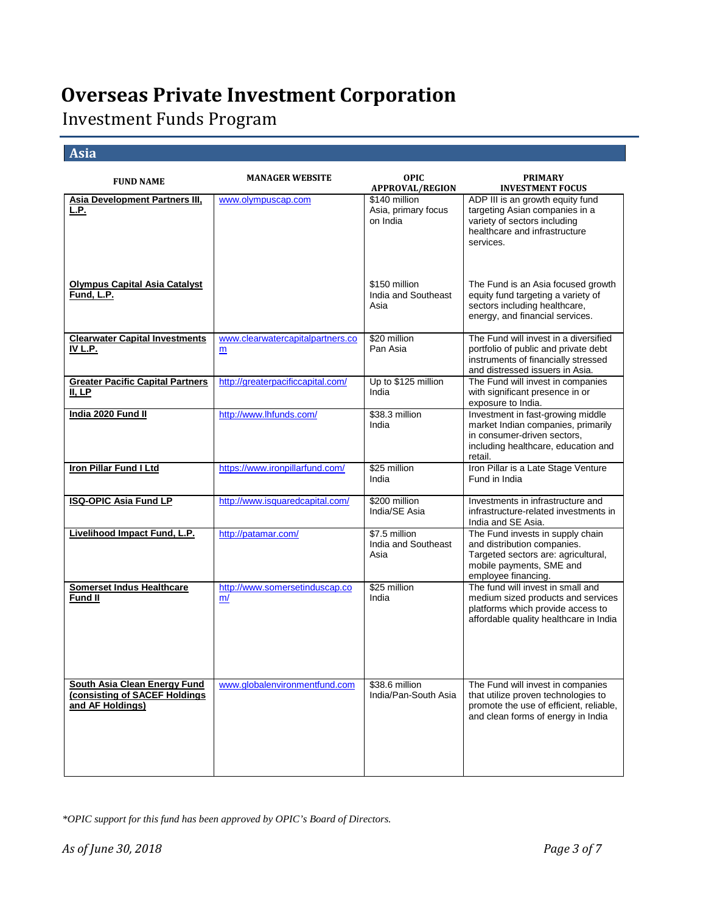# Overseas Private Investment Corporation

## Investment Funds Program

### Asia

| FUND NAME | MANAGER WEBSITE | OPIC APPROVAL/REGION | PRIMARY INVESTMENT FOCUS |
|---|---|---|---|
| **Asia Development Partners III, L.P.** | www.olympuscap.com | $140 million<br>Asia, primary focus on India | ADP III is an growth equity fund targeting Asian companies in a variety of sectors including healthcare and infrastructure services. |
| **Olympus Capital Asia Catalyst Fund, L.P.** | | $150 million<br>India and Southeast Asia | The Fund is an Asia focused growth equity fund targeting a variety of sectors including healthcare, energy, and financial services. |
| **Clearwater Capital Investments IV L.P.** | www.clearwatercapitalpartners.com | $20 million<br>Pan Asia | The Fund will invest in a diversified portfolio of public and private debt instruments of financially stressed and distressed issuers in Asia. |
| **Greater Pacific Capital Partners II, LP** | http://greaterpacificcapital.com/ | Up to $125 million<br>India | The Fund will invest in companies with significant presence in or exposure to India. |
| **India 2020 Fund II** | http://www.lhfunds.com/ | $38.3 million<br>India | Investment in fast-growing middle market Indian companies, primarily in consumer-driven sectors, including healthcare, education and retail. |
| **Iron Pillar Fund I Ltd** | https://www.ironpillarfund.com/ | $25 million<br>India | Iron Pillar is a Late Stage Venture Fund in India |
| **ISQ-OPIC Asia Fund LP** | http://www.isquaredcapital.com/ | $200 million<br>India/SE Asia | Investments in infrastructure and infrastructure-related investments in India and SE Asia. |
| **Livelihood Impact Fund, L.P.** | http://patamar.com/ | $7.5 million<br>India and Southeast Asia | The Fund invests in supply chain and distribution companies. Targeted sectors are: agricultural, mobile payments, SME and employee financing. |
| **Somerset Indus Healthcare Fund II** | http://www.somersetinduscap.com/ | $25 million<br>India | The fund will invest in small and medium sized products and services platforms which provide access to affordable quality healthcare in India |
| **South Asia Clean Energy Fund (consisting of SACEF Holdings and AF Holdings)** | www.globalenvironmentfund.com | $38.6 million<br>India/Pan-South Asia | The Fund will invest in companies that utilize proven technologies to promote the use of efficient, reliable, and clean forms of energy in India |

*\*OPIC support for this fund has been approved by OPIC's Board of Directors.*

*As of June 30, 2018*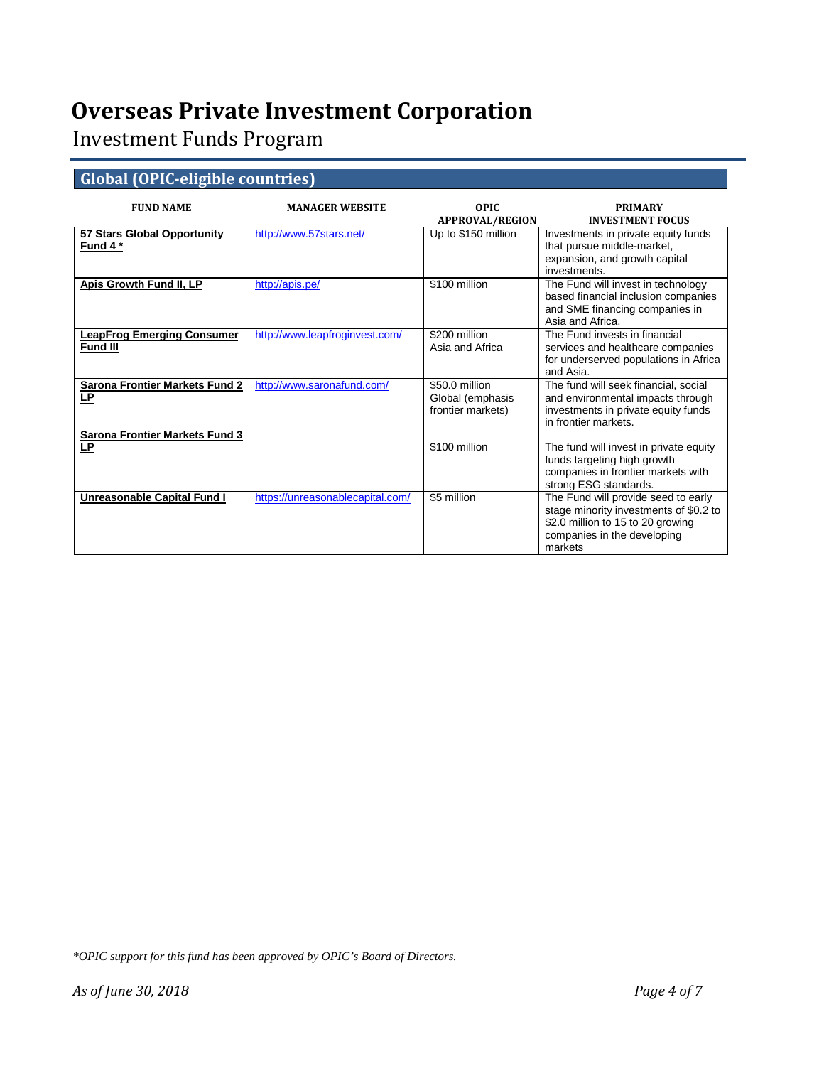# Overseas Private Investment Corporation

Investment Funds Program

## Global (OPIC-eligible countries)

| FUND NAME | MANAGER WEBSITE | OPIC APPROVAL/REGION | PRIMARY INVESTMENT FOCUS |
|---|---|---|---|
| **57 Stars Global Opportunity Fund 4 *** | http://www.57stars.net/ | Up to $150 million | Investments in private equity funds that pursue middle-market, expansion, and growth capital investments. |
| **Apis Growth Fund II, LP** | http://apis.pe/ | $100 million | The Fund will invest in technology based financial inclusion companies and SME financing companies in Asia and Africa. |
| **LeapFrog Emerging Consumer Fund III** | http://www.leapfroginvest.com/ | $200 million Asia and Africa | The Fund invests in financial services and healthcare companies for underserved populations in Africa and Asia. |
| **Sarona Frontier Markets Fund 2 LP** | http://www.saronafund.com/ | $50.0 million Global (emphasis frontier markets) | The fund will seek financial, social and environmental impacts through investments in private equity funds in frontier markets. |
| **Sarona Frontier Markets Fund 3 LP** | | $100 million | The fund will invest in private equity funds targeting high growth companies in frontier markets with strong ESG standards. |
| **Unreasonable Capital Fund I** | https://unreasonablecapital.com/ | $5 million | The Fund will provide seed to early stage minority investments of $0.2 to $2.0 million to 15 to 20 growing companies in the developing markets |

*\*OPIC support for this fund has been approved by OPIC's Board of Directors.*

*As of June 30, 2018*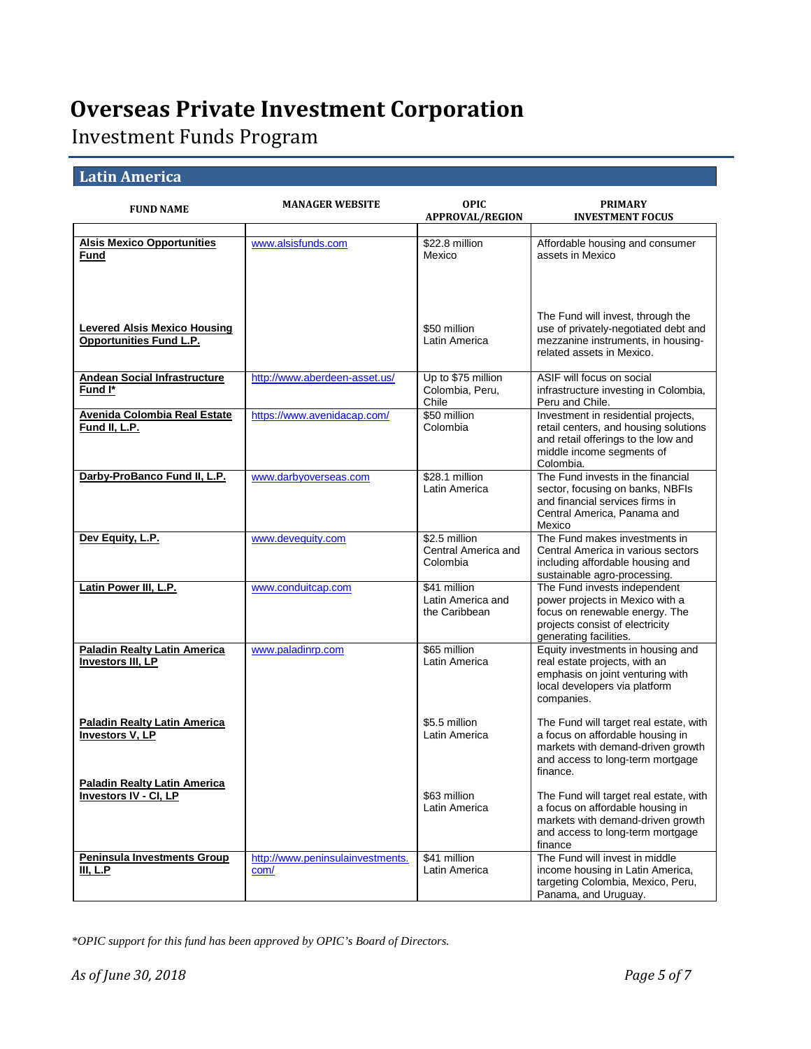# Overseas Private Investment Corporation

Investment Funds Program

## Latin America

| FUND NAME | MANAGER WEBSITE | OPIC APPROVAL/REGION | PRIMARY INVESTMENT FOCUS |
|---|---|---|---|
| **Alsis Mexico Opportunities Fund** | www.alsisfunds.com | $22.8 million Mexico | Affordable housing and consumer assets in Mexico |
| **Levered Alsis Mexico Housing Opportunities Fund L.P.** | | $50 million Latin America | The Fund will invest, through the use of privately-negotiated debt and mezzanine instruments, in housing-related assets in Mexico. |
| **Andean Social Infrastructure Fund I*** | http://www.aberdeen-asset.us/ | Up to $75 million Colombia, Peru, Chile | ASIF will focus on social infrastructure investing in Colombia, Peru and Chile. |
| **Avenida Colombia Real Estate Fund II, L.P.** | https://www.avenidacap.com/ | $50 million Colombia | Investment in residential projects, retail centers, and housing solutions and retail offerings to the low and middle income segments of Colombia. |
| **Darby-ProBanco Fund II, L.P.** | www.darbyoverseas.com | $28.1 million Latin America | The Fund invests in the financial sector, focusing on banks, NBFIs and financial services firms in Central America, Panama and Mexico |
| **Dev Equity, L.P.** | www.devequity.com | $2.5 million Central America and Colombia | The Fund makes investments in Central America in various sectors including affordable housing and sustainable agro-processing. |
| **Latin Power III, L.P.** | www.conduitcap.com | $41 million Latin America and the Caribbean | The Fund invests independent power projects in Mexico with a focus on renewable energy. The projects consist of electricity generating facilities. |
| **Paladin Realty Latin America Investors III, LP** | www.paladinrp.com | $65 million Latin America | Equity investments in housing and real estate projects, with an emphasis on joint venturing with local developers via platform companies. |
| **Paladin Realty Latin America Investors V, LP** | | $5.5 million Latin America | The Fund will target real estate, with a focus on affordable housing in markets with demand-driven growth and access to long-term mortgage finance. |
| **Paladin Realty Latin America Investors IV - CI, LP** | | $63 million Latin America | The Fund will target real estate, with a focus on affordable housing in markets with demand-driven growth and access to long-term mortgage finance |
| **Peninsula Investments Group III, L.P** | http://www.peninsulainvestments.com/ | $41 million Latin America | The Fund will invest in middle income housing in Latin America, targeting Colombia, Mexico, Peru, Panama, and Uruguay. |

*\*OPIC support for this fund has been approved by OPIC's Board of Directors.*

*As of June 30, 2018*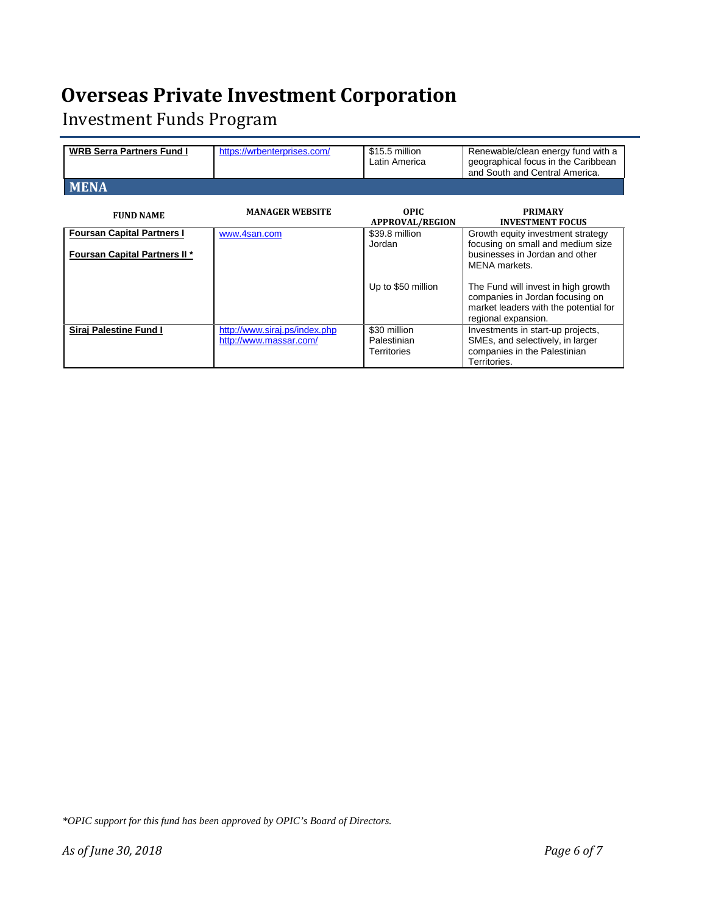# Overseas Private Investment Corporation

Investment Funds Program

| | | | |
|---|---|---|---|
| **WRB Serra Partners Fund I** | https://wrbenterprises.com/ | $15.5 million Latin America | Renewable/clean energy fund with a geographical focus in the Caribbean and South and Central America. |

## MENA

| FUND NAME | MANAGER WEBSITE | OPIC APPROVAL/REGION | PRIMARY INVESTMENT FOCUS |
|---|---|---|---|
| **Foursan Capital Partners I** | www.4san.com | $39.8 million Jordan | Growth equity investment strategy focusing on small and medium size businesses in Jordan and other MENA markets. |
| **Foursan Capital Partners II *** | | Up to $50 million | The Fund will invest in high growth companies in Jordan focusing on market leaders with the potential for regional expansion. |
| **Siraj Palestine Fund I** | http://www.siraj.ps/index.php http://www.massar.com/ | $30 million Palestinian Territories | Investments in start-up projects, SMEs, and selectively, in larger companies in the Palestinian Territories. |

*OPIC support for this fund has been approved by OPIC's Board of Directors.*

*As of June 30, 2018*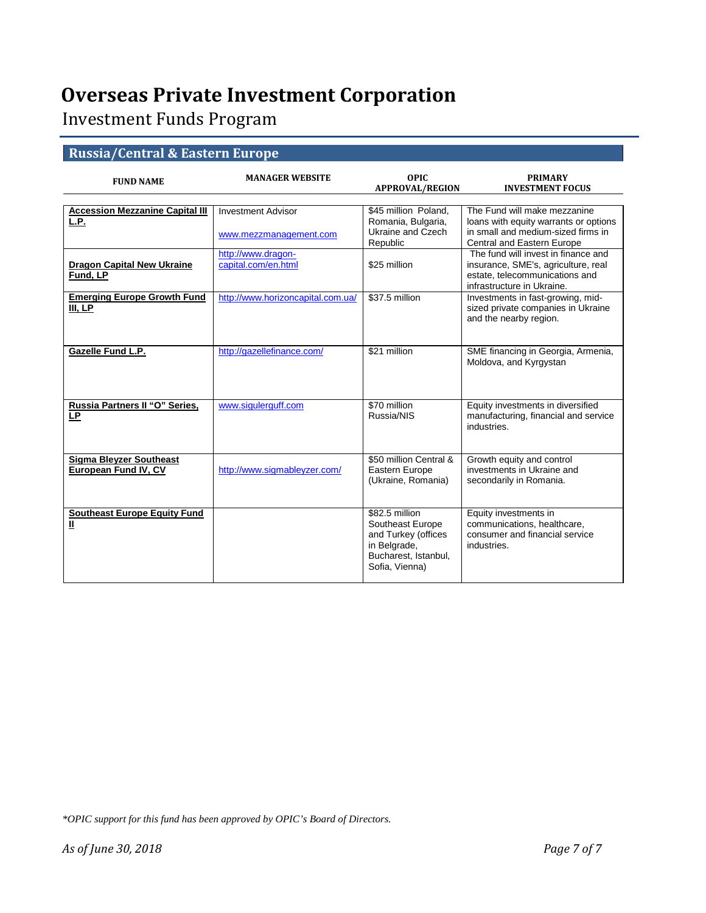# Overseas Private Investment Corporation

Investment Funds Program

## Russia/Central & Eastern Europe

| FUND NAME | MANAGER WEBSITE | OPIC APPROVAL/REGION | PRIMARY INVESTMENT FOCUS |
|---|---|---|---|
| **Accession Mezzanine Capital III L.P.** | Investment Advisor www.mezzmanagement.com | $45 million Poland, Romania, Bulgaria, Ukraine and Czech Republic | The Fund will make mezzanine loans with equity warrants or options in small and medium-sized firms in Central and Eastern Europe |
| **Dragon Capital New Ukraine Fund, LP** | http://www.dragon-capital.com/en.html | $25 million | The fund will invest in finance and insurance, SME's, agriculture, real estate, telecommunications and infrastructure in Ukraine. |
| **Emerging Europe Growth Fund III, LP** | http://www.horizoncapital.com.ua/ | $37.5 million | Investments in fast-growing, mid-sized private companies in Ukraine and the nearby region. |
| **Gazelle Fund L.P.** | http://gazellefinance.com/ | $21 million | SME financing in Georgia, Armenia, Moldova, and Kyrgystan |
| **Russia Partners II "O" Series, LP** | www.sigulerguff.com | $70 million Russia/NIS | Equity investments in diversified manufacturing, financial and service industries. |
| **Sigma Bleyzer Southeast European Fund IV, CV** | http://www.sigmableyzer.com/ | $50 million Central & Eastern Europe (Ukraine, Romania) | Growth equity and control investments in Ukraine and secondarily in Romania. |
| **Southeast Europe Equity Fund II** | | $82.5 million Southeast Europe and Turkey (offices in Belgrade, Bucharest, Istanbul, Sofia, Vienna) | Equity investments in communications, healthcare, consumer and financial service industries. |

*\*OPIC support for this fund has been approved by OPIC's Board of Directors.*

*As of June 30, 2018*